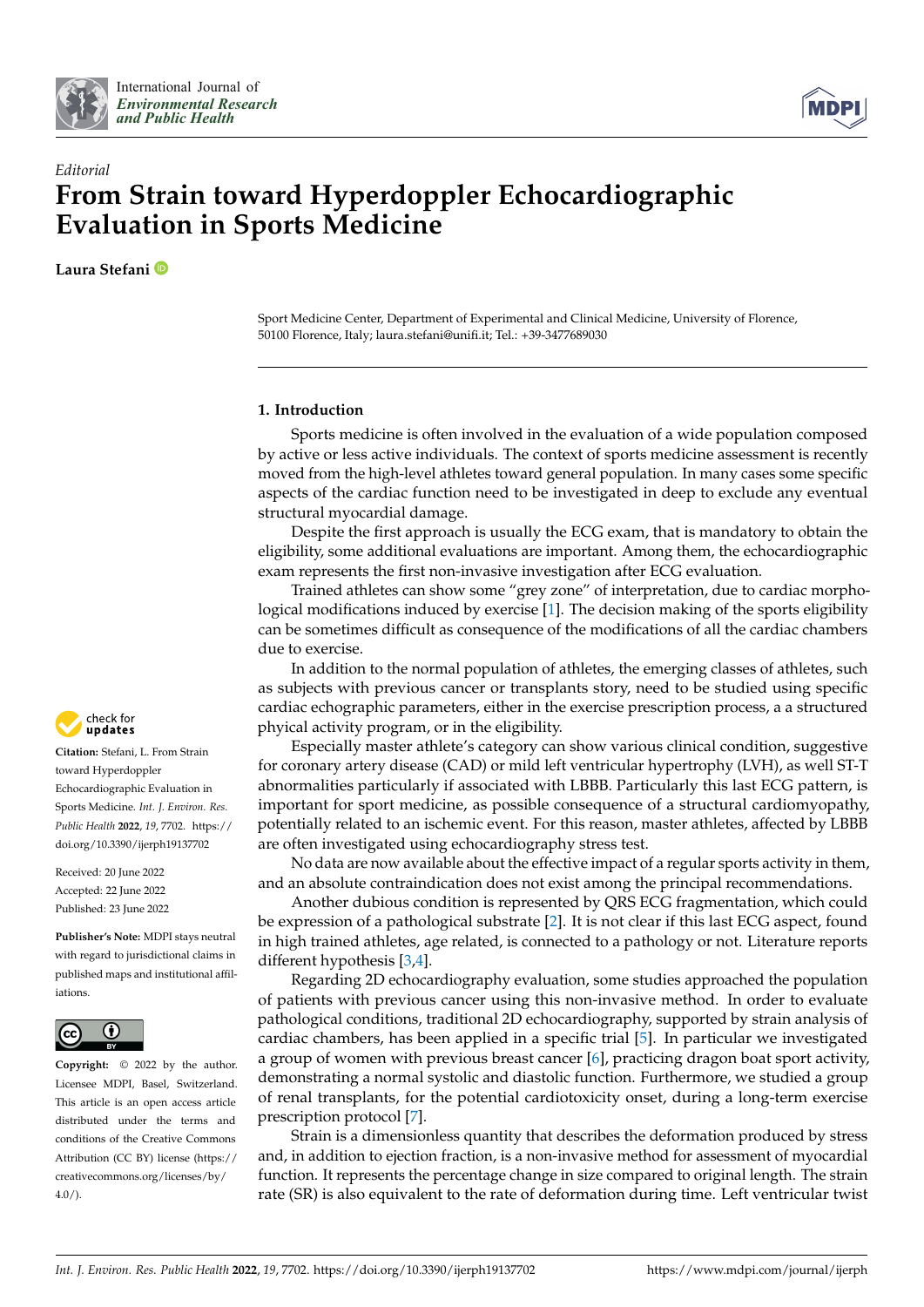*Editorial*

# From Strain toward Hyperdoppler Echocardiographic Evaluation in Sports Medicine

**Laura Stefani**

Sport Medicine Center, Department of Experimental and Clinical Medicine, University of Florence, 50100 Florence, Italy; laura.stefani@unifi.it; Tel.: +39-3477689030

**Citation:** Stefani, L. From Strain toward Hyperdoppler Echocardiographic Evaluation in Sports Medicine. *Int. J. Environ. Res. Public Health* **2022**, *19*, 7702. https://doi.org/10.3390/ijerph19137702

Received: 20 June 2022
Accepted: 22 June 2022
Published: 23 June 2022

**Publisher's Note:** MDPI stays neutral with regard to jurisdictional claims in published maps and institutional affiliations.

**Copyright:** © 2022 by the author. Licensee MDPI, Basel, Switzerland. This article is an open access article distributed under the terms and conditions of the Creative Commons Attribution (CC BY) license (https://creativecommons.org/licenses/by/4.0/).

## 1. Introduction

Sports medicine is often involved in the evaluation of a wide population composed by active or less active individuals. The context of sports medicine assessment is recently moved from the high-level athletes toward general population. In many cases some specific aspects of the cardiac function need to be investigated in deep to exclude any eventual structural myocardial damage.

Despite the first approach is usually the ECG exam, that is mandatory to obtain the eligibility, some additional evaluations are important. Among them, the echocardiographic exam represents the first non-invasive investigation after ECG evaluation.

Trained athletes can show some "grey zone" of interpretation, due to cardiac morphological modifications induced by exercise [1]. The decision making of the sports eligibility can be sometimes difficult as consequence of the modifications of all the cardiac chambers due to exercise.

In addition to the normal population of athletes, the emerging classes of athletes, such as subjects with previous cancer or transplants story, need to be studied using specific cardiac echographic parameters, either in the exercise prescription process, a a structured phyical activity program, or in the eligibility.

Especially master athlete's category can show various clinical condition, suggestive for coronary artery disease (CAD) or mild left ventricular hypertrophy (LVH), as well ST-T abnormalities particularly if associated with LBBB. Particularly this last ECG pattern, is important for sport medicine, as possible consequence of a structural cardiomyopathy, potentially related to an ischemic event. For this reason, master athletes, affected by LBBB are often investigated using echocardiography stress test.

No data are now available about the effective impact of a regular sports activity in them, and an absolute contraindication does not exist among the principal recommendations.

Another dubious condition is represented by QRS ECG fragmentation, which could be expression of a pathological substrate [2]. It is not clear if this last ECG aspect, found in high trained athletes, age related, is connected to a pathology or not. Literature reports different hypothesis [3,4].

Regarding 2D echocardiography evaluation, some studies approached the population of patients with previous cancer using this non-invasive method. In order to evaluate pathological conditions, traditional 2D echocardiography, supported by strain analysis of cardiac chambers, has been applied in a specific trial [5]. In particular we investigated a group of women with previous breast cancer [6], practicing dragon boat sport activity, demonstrating a normal systolic and diastolic function. Furthermore, we studied a group of renal transplants, for the potential cardiotoxicity onset, during a long-term exercise prescription protocol [7].

Strain is a dimensionless quantity that describes the deformation produced by stress and, in addition to ejection fraction, is a non-invasive method for assessment of myocardial function. It represents the percentage change in size compared to original length. The strain rate (SR) is also equivalent to the rate of deformation during time. Left ventricular twist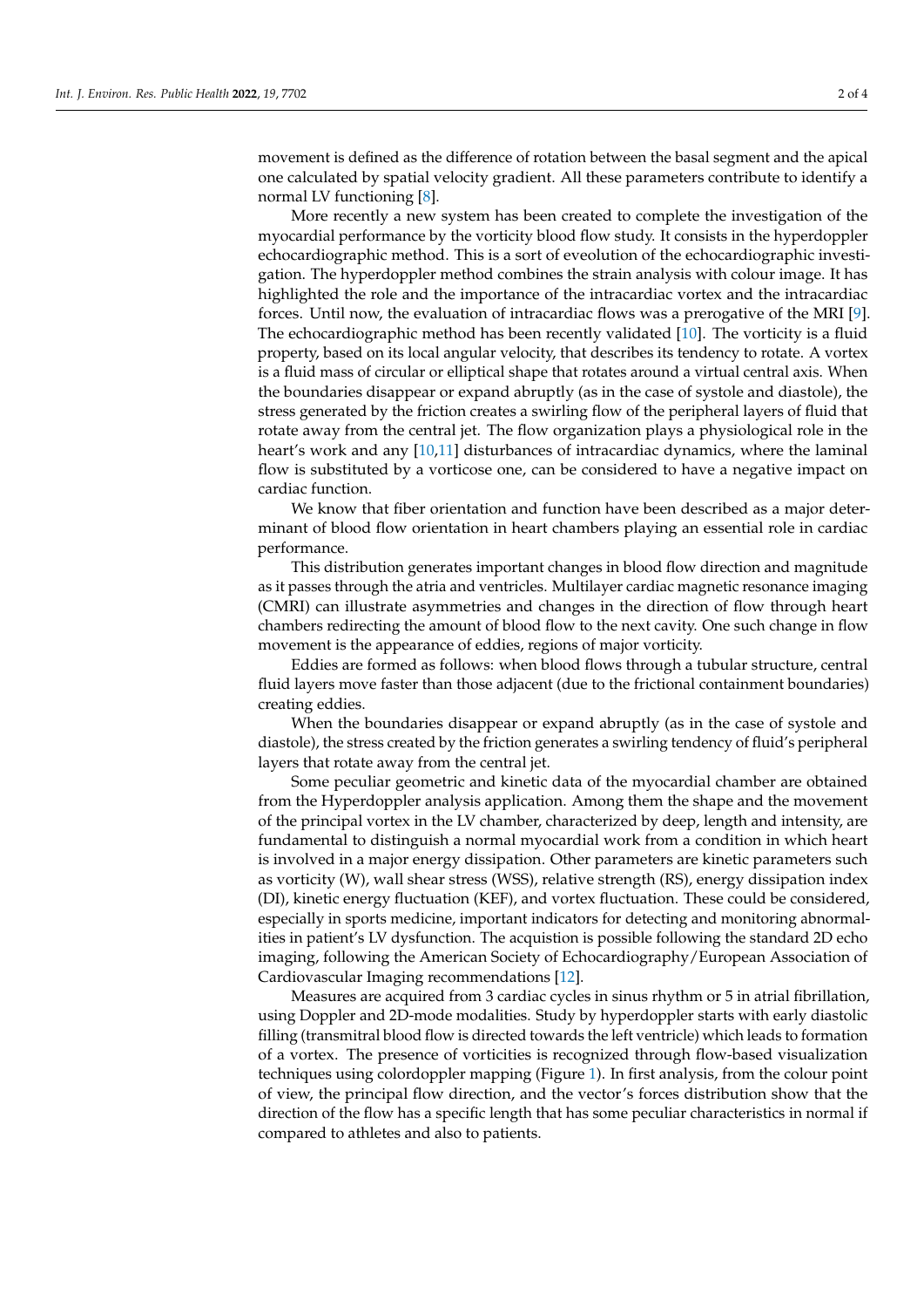movement is defined as the difference of rotation between the basal segment and the apical one calculated by spatial velocity gradient. All these parameters contribute to identify a normal LV functioning [8].

More recently a new system has been created to complete the investigation of the myocardial performance by the vorticity blood flow study. It consists in the hyperdoppler echocardiographic method. This is a sort of eveolution of the echocardiographic investigation. The hyperdoppler method combines the strain analysis with colour image. It has highlighted the role and the importance of the intracardiac vortex and the intracardiac forces. Until now, the evaluation of intracardiac flows was a prerogative of the MRI [9]. The echocardiographic method has been recently validated [10]. The vorticity is a fluid property, based on its local angular velocity, that describes its tendency to rotate. A vortex is a fluid mass of circular or elliptical shape that rotates around a virtual central axis. When the boundaries disappear or expand abruptly (as in the case of systole and diastole), the stress generated by the friction creates a swirling flow of the peripheral layers of fluid that rotate away from the central jet. The flow organization plays a physiological role in the heart's work and any [10,11] disturbances of intracardiac dynamics, where the laminal flow is substituted by a vorticose one, can be considered to have a negative impact on cardiac function.

We know that fiber orientation and function have been described as a major determinant of blood flow orientation in heart chambers playing an essential role in cardiac performance.

This distribution generates important changes in blood flow direction and magnitude as it passes through the atria and ventricles. Multilayer cardiac magnetic resonance imaging (CMRI) can illustrate asymmetries and changes in the direction of flow through heart chambers redirecting the amount of blood flow to the next cavity. One such change in flow movement is the appearance of eddies, regions of major vorticity.

Eddies are formed as follows: when blood flows through a tubular structure, central fluid layers move faster than those adjacent (due to the frictional containment boundaries) creating eddies.

When the boundaries disappear or expand abruptly (as in the case of systole and diastole), the stress created by the friction generates a swirling tendency of fluid's peripheral layers that rotate away from the central jet.

Some peculiar geometric and kinetic data of the myocardial chamber are obtained from the Hyperdoppler analysis application. Among them the shape and the movement of the principal vortex in the LV chamber, characterized by deep, length and intensity, are fundamental to distinguish a normal myocardial work from a condition in which heart is involved in a major energy dissipation. Other parameters are kinetic parameters such as vorticity (W), wall shear stress (WSS), relative strength (RS), energy dissipation index (DI), kinetic energy fluctuation (KEF), and vortex fluctuation. These could be considered, especially in sports medicine, important indicators for detecting and monitoring abnormalities in patient's LV dysfunction. The acquistion is possible following the standard 2D echo imaging, following the American Society of Echocardiography/European Association of Cardiovascular Imaging recommendations [12].

Measures are acquired from 3 cardiac cycles in sinus rhythm or 5 in atrial fibrillation, using Doppler and 2D-mode modalities. Study by hyperdoppler starts with early diastolic filling (transmitral blood flow is directed towards the left ventricle) which leads to formation of a vortex. The presence of vorticities is recognized through flow-based visualization techniques using colordoppler mapping (Figure 1). In first analysis, from the colour point of view, the principal flow direction, and the vector's forces distribution show that the direction of the flow has a specific length that has some peculiar characteristics in normal if compared to athletes and also to patients.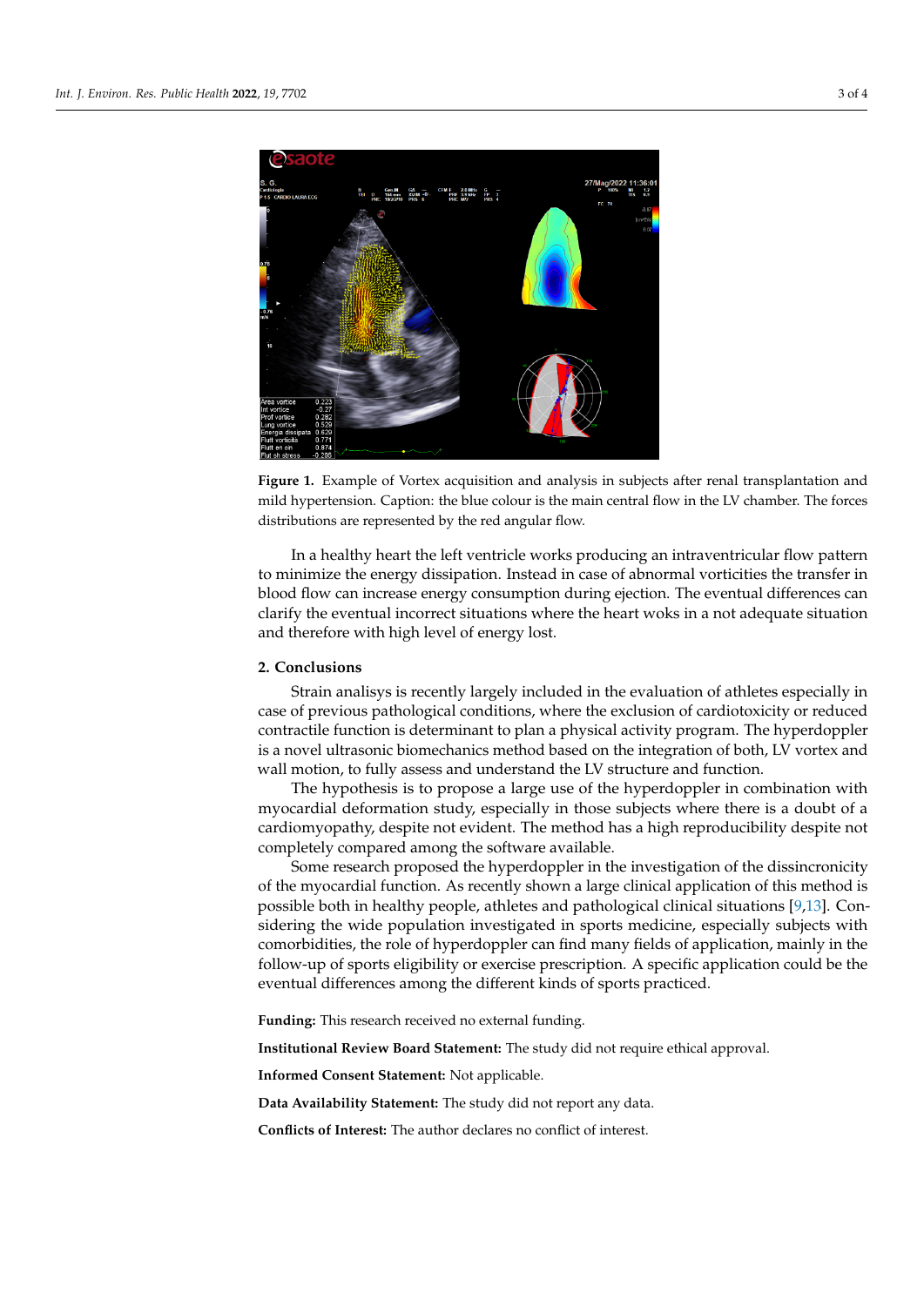**Figure 1.** Example of Vortex acquisition and analysis in subjects after renal transplantation and mild hypertension. Caption: the blue colour is the main central flow in the LV chamber. The forces distributions are represented by the red angular flow.

In a healthy heart the left ventricle works producing an intraventricular flow pattern to minimize the energy dissipation. Instead in case of abnormal vorticities the transfer in blood flow can increase energy consumption during ejection. The eventual differences can clarify the eventual incorrect situations where the heart woks in a not adequate situation and therefore with high level of energy lost.

## 2. Conclusions

Strain analisys is recently largely included in the evaluation of athletes especially in case of previous pathological conditions, where the exclusion of cardiotoxicity or reduced contractile function is determinant to plan a physical activity program. The hyperdoppler is a novel ultrasonic biomechanics method based on the integration of both, LV vortex and wall motion, to fully assess and understand the LV structure and function.

The hypothesis is to propose a large use of the hyperdoppler in combination with myocardial deformation study, especially in those subjects where there is a doubt of a cardiomyopathy, despite not evident. The method has a high reproducibility despite not completely compared among the software available.

Some research proposed the hyperdoppler in the investigation of the dissincronicity of the myocardial function. As recently shown a large clinical application of this method is possible both in healthy people, athletes and pathological clinical situations [9,13]. Considering the wide population investigated in sports medicine, especially subjects with comorbidities, the role of hyperdoppler can find many fields of application, mainly in the follow-up of sports eligibility or exercise prescription. A specific application could be the eventual differences among the different kinds of sports practiced.

**Funding:** This research received no external funding.

**Institutional Review Board Statement:** The study did not require ethical approval.

**Informed Consent Statement:** Not applicable.

**Data Availability Statement:** The study did not report any data.

**Conflicts of Interest:** The author declares no conflict of interest.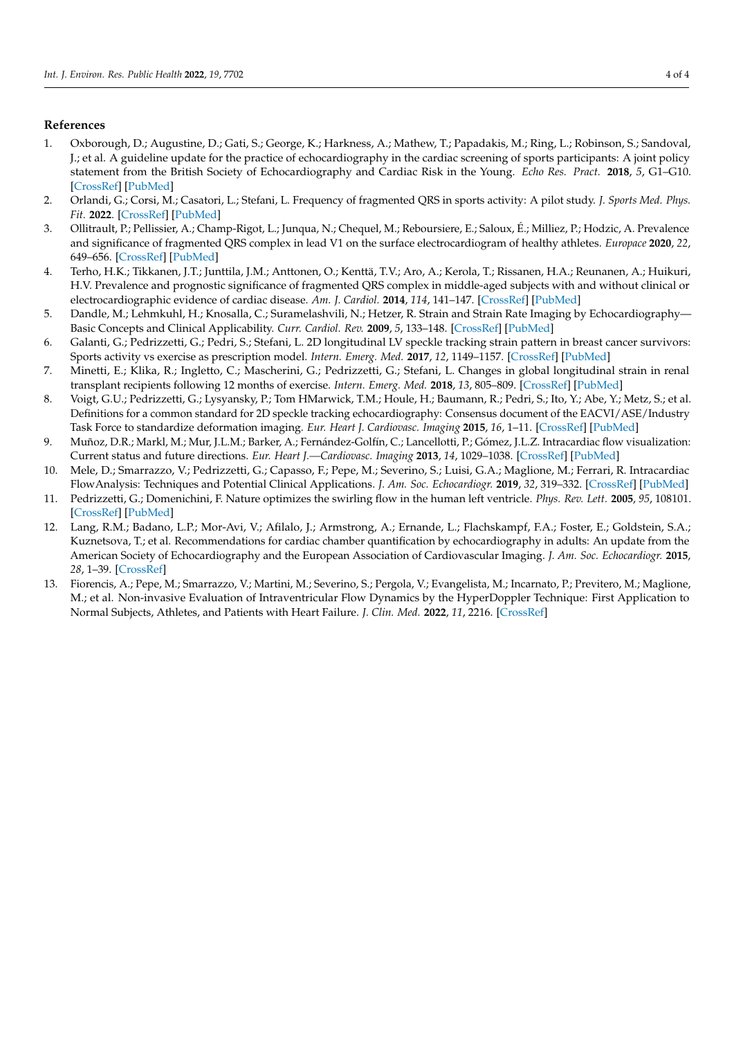## References

1. Oxborough, D.; Augustine, D.; Gati, S.; George, K.; Harkness, A.; Mathew, T.; Papadakis, M.; Ring, L.; Robinson, S.; Sandoval, J.; et al. A guideline update for the practice of echocardiography in the cardiac screening of sports participants: A joint policy statement from the British Society of Echocardiography and Cardiac Risk in the Young. *Echo Res. Pract.* **2018**, *5*, G1–G10. [CrossRef] [PubMed]
2. Orlandi, G.; Corsi, M.; Casatori, L.; Stefani, L. Frequency of fragmented QRS in sports activity: A pilot study. *J. Sports Med. Phys. Fit.* **2022**. [CrossRef] [PubMed]
3. Ollitrault, P.; Pellissier, A.; Champ-Rigot, L.; Junqua, N.; Chequel, M.; Reboursiere, E.; Saloux, É.; Milliez, P.; Hodzic, A. Prevalence and significance of fragmented QRS complex in lead V1 on the surface electrocardiogram of healthy athletes. *Europace* **2020**, *22*, 649–656. [CrossRef] [PubMed]
4. Terho, H.K.; Tikkanen, J.T.; Junttila, J.M.; Anttonen, O.; Kenttä, T.V.; Aro, A.; Kerola, T.; Rissanen, H.A.; Reunanen, A.; Huikuri, H.V. Prevalence and prognostic significance of fragmented QRS complex in middle-aged subjects with and without clinical or electrocardiographic evidence of cardiac disease. *Am. J. Cardiol.* **2014**, *114*, 141–147. [CrossRef] [PubMed]
5. Dandle, M.; Lehmkuhl, H.; Knosalla, C.; Suramelashvili, N.; Hetzer, R. Strain and Strain Rate Imaging by Echocardiography—Basic Concepts and Clinical Applicability. *Curr. Cardiol. Rev.* **2009**, *5*, 133–148. [CrossRef] [PubMed]
6. Galanti, G.; Pedrizzetti, G.; Pedri, S.; Stefani, L. 2D longitudinal LV speckle tracking strain pattern in breast cancer survivors: Sports activity vs exercise as prescription model. *Intern. Emerg. Med.* **2017**, *12*, 1149–1157. [CrossRef] [PubMed]
7. Minetti, E.; Klika, R.; Ingletto, C.; Mascherini, G.; Pedrizzetti, G.; Stefani, L. Changes in global longitudinal strain in renal transplant recipients following 12 months of exercise. *Intern. Emerg. Med.* **2018**, *13*, 805–809. [CrossRef] [PubMed]
8. Voigt, G.U.; Pedrizzetti, G.; Lysyansky, P.; Tom HMarwick, T.M.; Houle, H.; Baumann, R.; Pedri, S.; Ito, Y.; Abe, Y.; Metz, S.; et al. Definitions for a common standard for 2D speckle tracking echocardiography: Consensus document of the EACVI/ASE/Industry Task Force to standardize deformation imaging. *Eur. Heart J. Cardiovasc. Imaging* **2015**, *16*, 1–11. [CrossRef] [PubMed]
9. Muñoz, D.R.; Markl, M.; Mur, J.L.M.; Barker, A.; Fernández-Golfín, C.; Lancellotti, P.; Gómez, J.L.Z. Intracardiac flow visualization: Current status and future directions. *Eur. Heart J.—Cardiovasc. Imaging* **2013**, *14*, 1029–1038. [CrossRef] [PubMed]
10. Mele, D.; Smarrazzo, V.; Pedrizzetti, G.; Capasso, F.; Pepe, M.; Severino, S.; Luisi, G.A.; Maglione, M.; Ferrari, R. Intracardiac FlowAnalysis: Techniques and Potential Clinical Applications. *J. Am. Soc. Echocardiogr.* **2019**, *32*, 319–332. [CrossRef] [PubMed]
11. Pedrizzetti, G.; Domenichini, F. Nature optimizes the swirling flow in the human left ventricle. *Phys. Rev. Lett.* **2005**, *95*, 108101. [CrossRef] [PubMed]
12. Lang, R.M.; Badano, L.P.; Mor-Avi, V.; Afilalo, J.; Armstrong, A.; Ernande, L.; Flachskampf, F.A.; Foster, E.; Goldstein, S.A.; Kuznetsova, T.; et al. Recommendations for cardiac chamber quantification by echocardiography in adults: An update from the American Society of Echocardiography and the European Association of Cardiovascular Imaging. *J. Am. Soc. Echocardiogr.* **2015**, *28*, 1–39. [CrossRef]
13. Fiorencis, A.; Pepe, M.; Smarrazzo, V.; Martini, M.; Severino, S.; Pergola, V.; Evangelista, M.; Incarnato, P.; Previtero, M.; Maglione, M.; et al. Non-invasive Evaluation of Intraventricular Flow Dynamics by the HyperDoppler Technique: First Application to Normal Subjects, Athletes, and Patients with Heart Failure. *J. Clin. Med.* **2022**, *11*, 2216. [CrossRef]